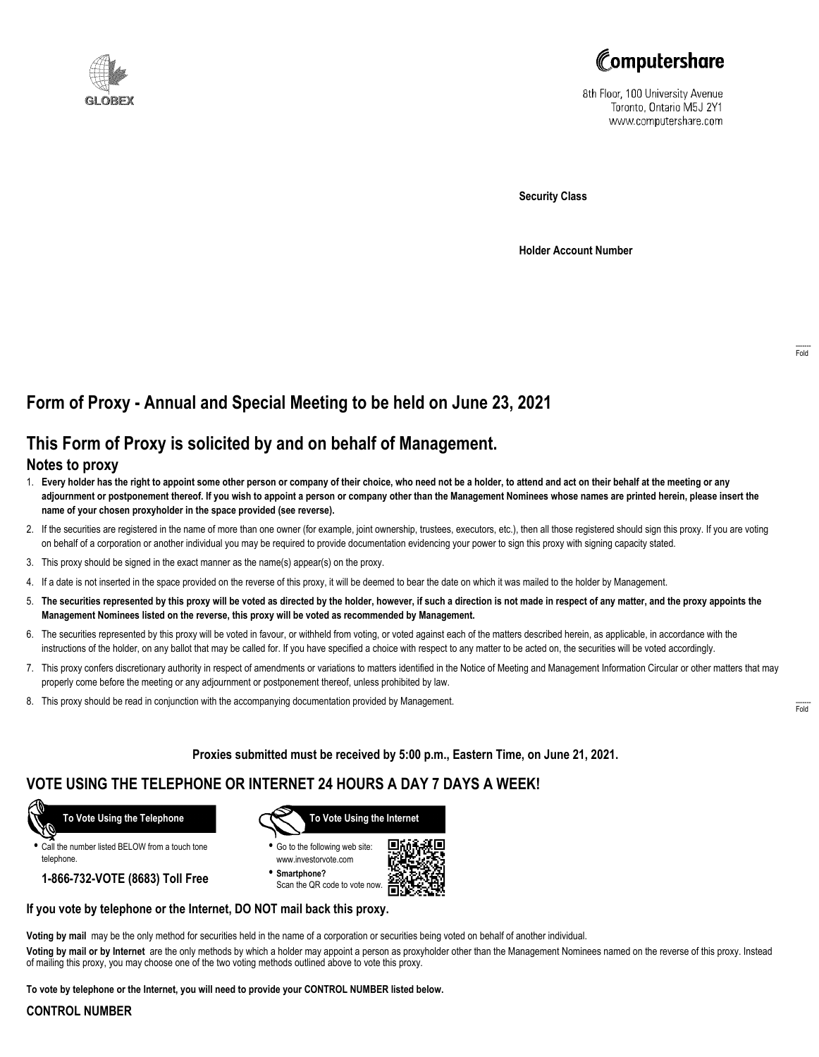GLOBEX

Computershare

8th Floor, 100 University Avenue
Toronto, Ontario M5J 2Y1
www.computershare.com

**Security Class**

**Holder Account Number**

Fold

# Form of Proxy - Annual and Special Meeting to be held on June 23, 2021

# This Form of Proxy is solicited by and on behalf of Management.

## Notes to proxy

1. **Every holder has the right to appoint some other person or company of their choice, who need not be a holder, to attend and act on their behalf at the meeting or any adjournment or postponement thereof. If you wish to appoint a person or company other than the Management Nominees whose names are printed herein, please insert the name of your chosen proxyholder in the space provided (see reverse).**
2. If the securities are registered in the name of more than one owner (for example, joint ownership, trustees, executors, etc.), then all those registered should sign this proxy. If you are voting on behalf of a corporation or another individual you may be required to provide documentation evidencing your power to sign this proxy with signing capacity stated.
3. This proxy should be signed in the exact manner as the name(s) appear(s) on the proxy.
4. If a date is not inserted in the space provided on the reverse of this proxy, it will be deemed to bear the date on which it was mailed to the holder by Management.
5. **The securities represented by this proxy will be voted as directed by the holder, however, if such a direction is not made in respect of any matter, and the proxy appoints the Management Nominees listed on the reverse, this proxy will be voted as recommended by Management.**
6. The securities represented by this proxy will be voted in favour, or withheld from voting, or voted against each of the matters described herein, as applicable, in accordance with the instructions of the holder, on any ballot that may be called for. If you have specified a choice with respect to any matter to be acted on, the securities will be voted accordingly.
7. This proxy confers discretionary authority in respect of amendments or variations to matters identified in the Notice of Meeting and Management Information Circular or other matters that may properly come before the meeting or any adjournment or postponement thereof, unless prohibited by law.
8. This proxy should be read in conjunction with the accompanying documentation provided by Management.

Fold

**Proxies submitted must be received by 5:00 p.m., Eastern Time, on June 21, 2021.**

## VOTE USING THE TELEPHONE OR INTERNET 24 HOURS A DAY 7 DAYS A WEEK!

**To Vote Using the Telephone**

- Call the number listed BELOW from a touch tone telephone.

**1-866-732-VOTE (8683) Toll Free**

**To Vote Using the Internet**

- Go to the following web site: www.investorvote.com
- **Smartphone?** Scan the QR code to vote now.

**If you vote by telephone or the Internet, DO NOT mail back this proxy.**

**Voting by mail** may be the only method for securities held in the name of a corporation or securities being voted on behalf of another individual.

**Voting by mail or by Internet** are the only methods by which a holder may appoint a person as proxyholder other than the Management Nominees named on the reverse of this proxy. Instead of mailing this proxy, you may choose one of the two voting methods outlined above to vote this proxy.

**To vote by telephone or the Internet, you will need to provide your CONTROL NUMBER listed below.**

**CONTROL NUMBER**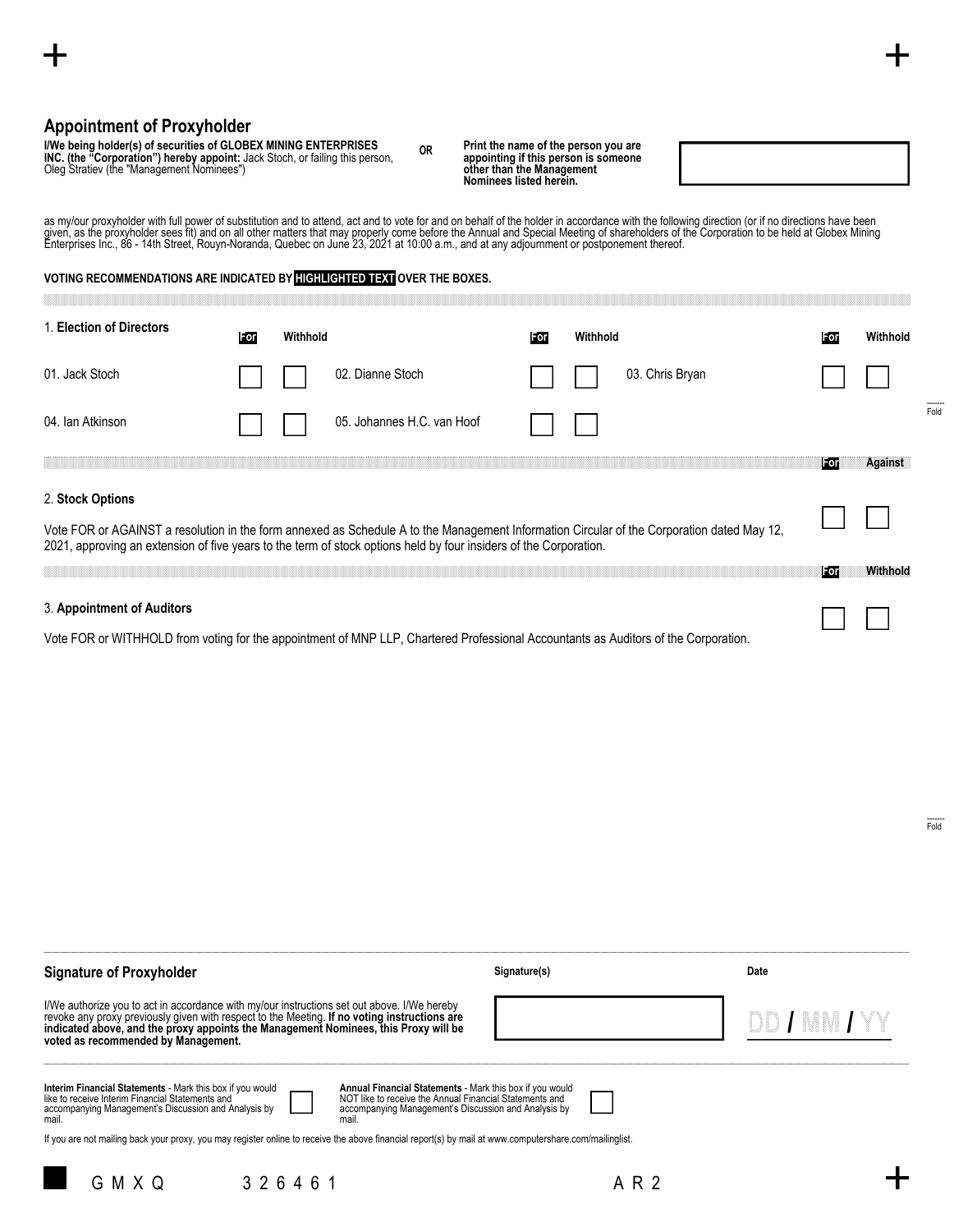## Appointment of Proxyholder

**I/We being holder(s) of securities of GLOBEX MINING ENTERPRISES INC. (the "Corporation") hereby appoint:** Jack Stoch, or failing this person, Oleg Stratiev (the "Management Nominees")

**OR**

**Print the name of the person you are appointing if this person is someone other than the Management Nominees listed herein.**

as my/our proxyholder with full power of substitution and to attend, act and to vote for and on behalf of the holder in accordance with the following direction (or if no directions have been given, as the proxyholder sees fit) and on all other matters that may properly come before the Annual and Special Meeting of shareholders of the Corporation to be held at Globex Mining Enterprises Inc., 86 - 14th Street, Rouyn-Noranda, Quebec on June 23, 2021 at 10:00 a.m., and at any adjournment or postponement thereof.

**VOTING RECOMMENDATIONS ARE INDICATED BY HIGHLIGHTED TEXT OVER THE BOXES.**

| 1. **Election of Directors** | **For** | Withhold | | **For** | Withhold | | **For** | Withhold |
|---|---|---|---|---|---|---|---|---|
| 01. Jack Stoch | ☐ | ☐ | 02. Dianne Stoch | ☐ | ☐ | 03. Chris Bryan | ☐ | ☐ |
| 04. Ian Atkinson | ☐ | ☐ | 05. Johannes H.C. van Hoof | ☐ | ☐ | | | |

| | **For** | **Against** |
|---|---|---|
| 2. **Stock Options**<br>Vote FOR or AGAINST a resolution in the form annexed as Schedule A to the Management Information Circular of the Corporation dated May 12, 2021, approving an extension of five years to the term of stock options held by four insiders of the Corporation. | ☐ | ☐ |

| | **For** | **Withhold** |
|---|---|---|
| 3. **Appointment of Auditors**<br>Vote FOR or WITHHOLD from voting for the appointment of MNP LLP, Chartered Professional Accountants as Auditors of the Corporation. | ☐ | ☐ |

Fold

Fold

### Signature of Proxyholder

I/We authorize you to act in accordance with my/our instructions set out above. I/We hereby revoke any proxy previously given with respect to the Meeting. **If no voting instructions are indicated above, and the proxy appoints the Management Nominees, this Proxy will be voted as recommended by Management.**

**Signature(s)**

**Date**

DD / MM / YY

**Interim Financial Statements** - Mark this box if you would like to receive Interim Financial Statements and accompanying Management's Discussion and Analysis by mail. ☐

**Annual Financial Statements** - Mark this box if you would NOT like to receive the Annual Financial Statements and accompanying Management's Discussion and Analysis by mail. ☐

If you are not mailing back your proxy, you may register online to receive the above financial report(s) by mail at www.computershare.com/mailinglist.

G M X Q     3 2 6 4 6 1     A R 2